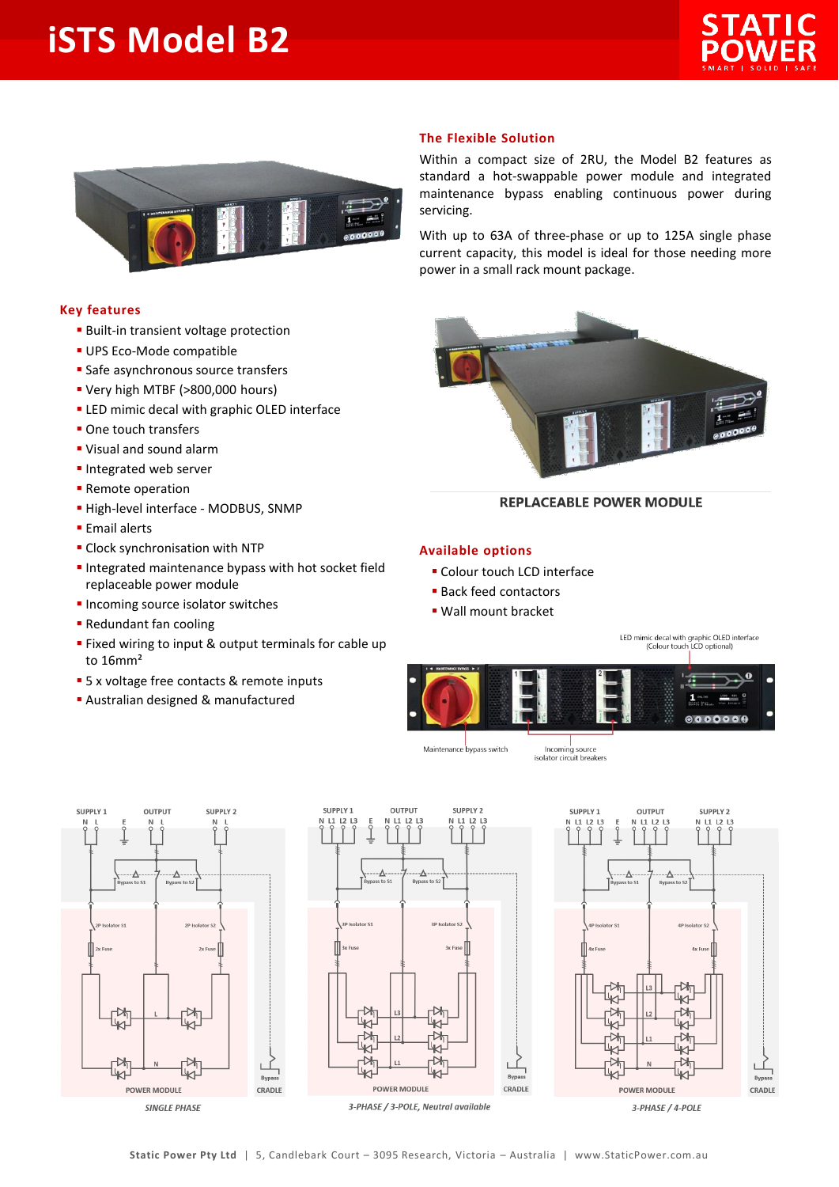# iSTS Model B2

## The Flexible Solution

Within a compact size of 2RU, the Model B2 features as standard a hot-swappable power module and integrated maintenance bypass enabling continuous power during servicing.

With up to 63A of three-phase or up to 125A single phase current capacity, this model is ideal for those needing more power in a small rack mount package.

## Key features

- Built-in transient voltage protection
- UPS Eco-Mode compatible
- Safe asynchronous source transfers
- Very high MTBF (>800,000 hours)
- LED mimic decal with graphic OLED interface
- One touch transfers
- Visual and sound alarm
- Integrated web server
- Remote operation
- High-level interface - MODBUS, SNMP
- Email alerts
- Clock synchronisation with NTP
- Integrated maintenance bypass with hot socket field replaceable power module
- Incoming source isolator switches
- Redundant fan cooling
- Fixed wiring to input & output terminals for cable up to 16mm²
- 5 x voltage free contacts & remote inputs
- Australian designed & manufactured

REPLACEABLE POWER MODULE

## Available options

- Colour touch LCD interface
- Back feed contactors
- Wall mount bracket

LED mimic decal with graphic OLED interface (Colour touch LCD optional)

Maintenance bypass switch

Incoming source isolator circuit breakers

SINGLE PHASE

3-PHASE / 3-POLE, Neutral available

3-PHASE / 4-POLE

Static Power Pty Ltd | 5, Candlebark Court – 3095 Research, Victoria – Australia | www.StaticPower.com.au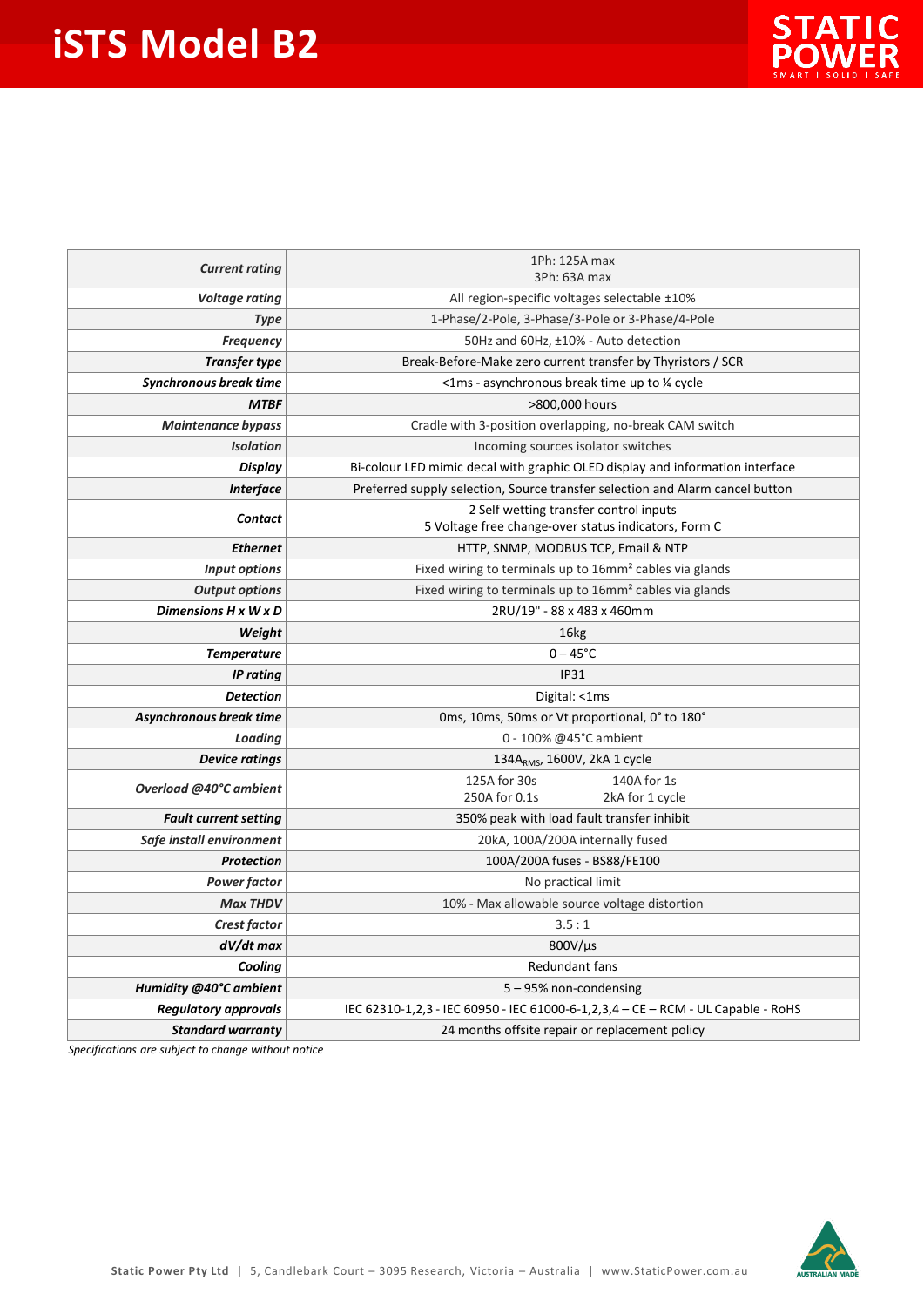# iSTS Model B2

| | |
|---|---|
| ***Current rating*** | 1Ph: 125A max<br>3Ph: 63A max |
| ***Voltage rating*** | All region-specific voltages selectable ±10% |
| ***Type*** | 1-Phase/2-Pole, 3-Phase/3-Pole or 3-Phase/4-Pole |
| ***Frequency*** | 50Hz and 60Hz, ±10% - Auto detection |
| ***Transfer type*** | Break-Before-Make zero current transfer by Thyristors / SCR |
| ***Synchronous break time*** | <1ms - asynchronous break time up to ¼ cycle |
| ***MTBF*** | >800,000 hours |
| ***Maintenance bypass*** | Cradle with 3-position overlapping, no-break CAM switch |
| ***Isolation*** | Incoming sources isolator switches |
| ***Display*** | Bi-colour LED mimic decal with graphic OLED display and information interface |
| ***Interface*** | Preferred supply selection, Source transfer selection and Alarm cancel button |
| ***Contact*** | 2 Self wetting transfer control inputs<br>5 Voltage free change-over status indicators, Form C |
| ***Ethernet*** | HTTP, SNMP, MODBUS TCP, Email & NTP |
| ***Input options*** | Fixed wiring to terminals up to 16mm² cables via glands |
| ***Output options*** | Fixed wiring to terminals up to 16mm² cables via glands |
| ***Dimensions H x W x D*** | 2RU/19" - 88 x 483 x 460mm |
| ***Weight*** | 16kg |
| ***Temperature*** | 0 – 45°C |
| ***IP rating*** | IP31 |
| ***Detection*** | Digital: <1ms |
| ***Asynchronous break time*** | 0ms, 10ms, 50ms or Vt proportional, 0° to 180° |
| ***Loading*** | 0 - 100% @45°C ambient |
| ***Device ratings*** | 134$A_{RMS}$, 1600V, 2kA 1 cycle |
| ***Overload @40°C ambient*** | 125A for 30s 140A for 1s<br>250A for 0.1s 2kA for 1 cycle |
| ***Fault current setting*** | 350% peak with load fault transfer inhibit |
| ***Safe install environment*** | 20kA, 100A/200A internally fused |
| ***Protection*** | 100A/200A fuses - BS88/FE100 |
| ***Power factor*** | No practical limit |
| ***Max THDV*** | 10% - Max allowable source voltage distortion |
| ***Crest factor*** | 3.5 : 1 |
| ***dV/dt max*** | 800V/µs |
| ***Cooling*** | Redundant fans |
| ***Humidity @40°C ambient*** | 5 – 95% non-condensing |
| ***Regulatory approvals*** | IEC 62310-1,2,3 - IEC 60950 - IEC 61000-6-1,2,3,4 – CE – RCM - UL Capable - RoHS |
| ***Standard warranty*** | 24 months offsite repair or replacement policy |

*Specifications are subject to change without notice*

Static Power Pty Ltd | 5, Candlebark Court – 3095 Research, Victoria – Australia | www.StaticPower.com.au